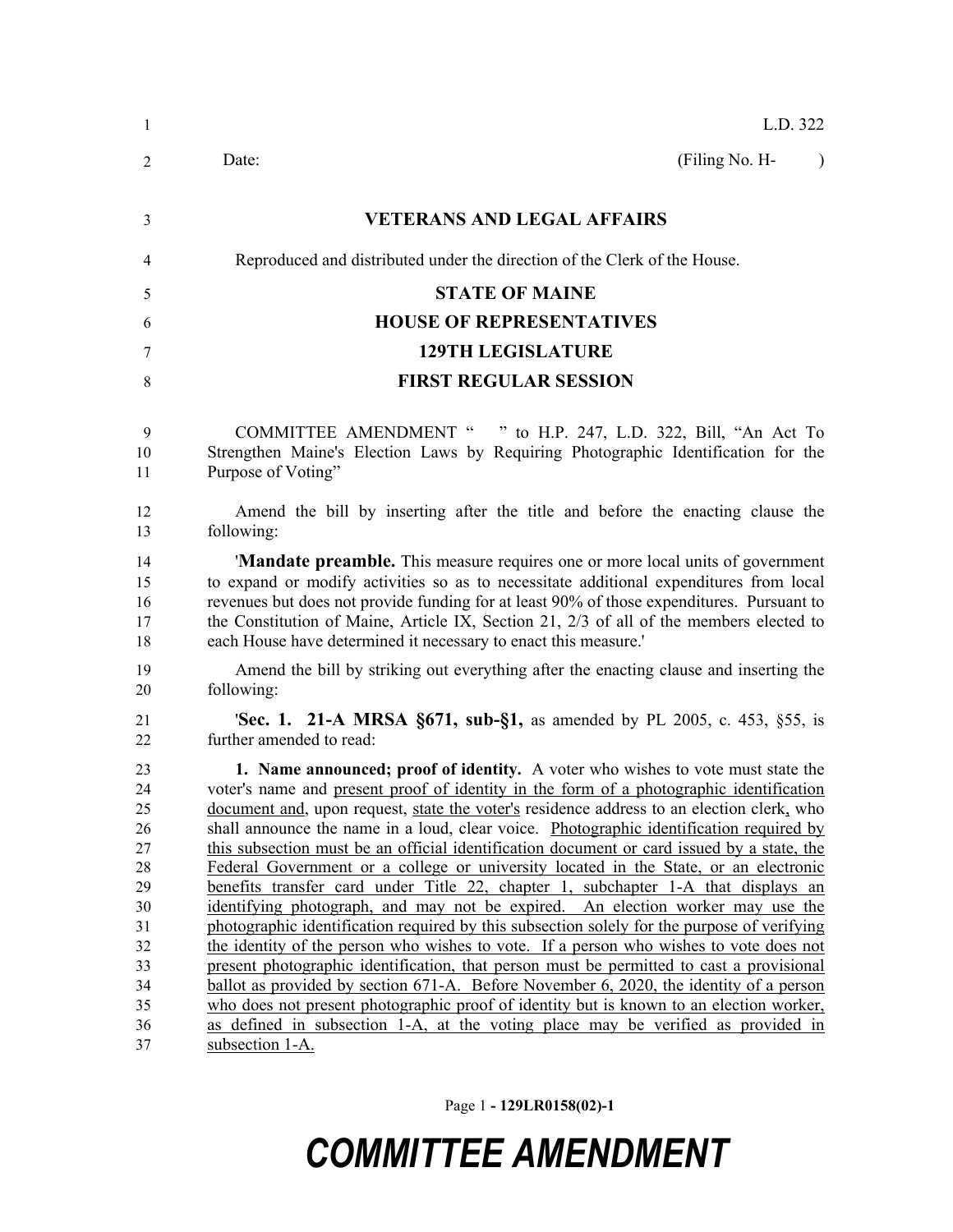L.D. 322

Date: (Filing No. H- )

## VETERANS AND LEGAL AFFAIRS

Reproduced and distributed under the direction of the Clerk of the House.

## STATE OF MAINE
## HOUSE OF REPRESENTATIVES
## 129TH LEGISLATURE
## FIRST REGULAR SESSION

COMMITTEE AMENDMENT " " to H.P. 247, L.D. 322, Bill, "An Act To Strengthen Maine's Election Laws by Requiring Photographic Identification for the Purpose of Voting"

Amend the bill by inserting after the title and before the enacting clause the following:

'**Mandate preamble.** This measure requires one or more local units of government to expand or modify activities so as to necessitate additional expenditures from local revenues but does not provide funding for at least 90% of those expenditures. Pursuant to the Constitution of Maine, Article IX, Section 21, 2/3 of all of the members elected to each House have determined it necessary to enact this measure.'

Amend the bill by striking out everything after the enacting clause and inserting the following:

'**Sec. 1. 21-A MRSA §671, sub-§1,** as amended by PL 2005, c. 453, §55, is further amended to read:

**1. Name announced; proof of identity.** A voter who wishes to vote must state the voter's name and <u>present proof of identity in the form of a photographic identification document and</u>, upon request, <u>state the voter's</u> residence address to an election clerk<u>,</u> who shall announce the name in a loud, clear voice. <u>Photographic identification required by this subsection must be an official identification document or card issued by a state, the Federal Government or a college or university located in the State, or an electronic benefits transfer card under Title 22, chapter 1, subchapter 1-A that displays an identifying photograph, and may not be expired. An election worker may use the photographic identification required by this subsection solely for the purpose of verifying the identity of the person who wishes to vote. If a person who wishes to vote does not present photographic identification, that person must be permitted to cast a provisional ballot as provided by section 671-A. Before November 6, 2020, the identity of a person who does not present photographic proof of identity but is known to an election worker, as defined in subsection 1-A, at the voting place may be verified as provided in subsection 1-A.</u>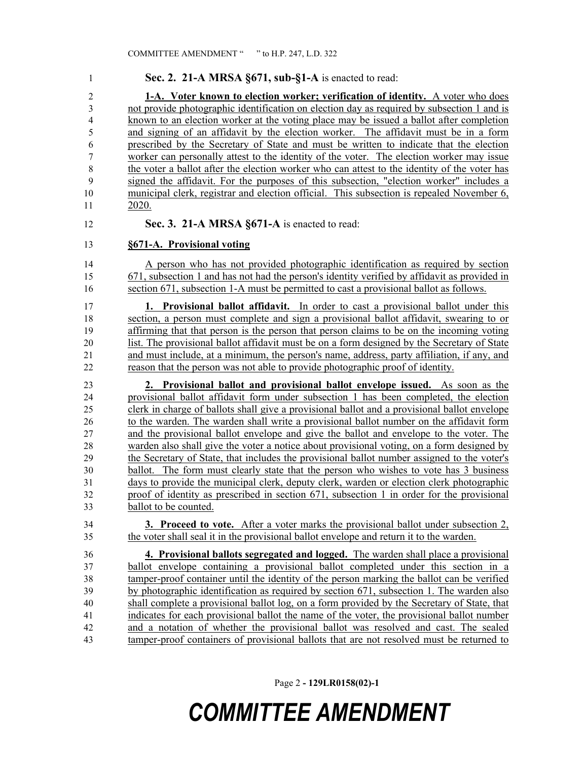**Sec. 2. 21-A MRSA §671, sub-§1-A** is enacted to read:

**1-A. Voter known to election worker; verification of identity.** A voter who does not provide photographic identification on election day as required by subsection 1 and is known to an election worker at the voting place may be issued a ballot after completion and signing of an affidavit by the election worker. The affidavit must be in a form prescribed by the Secretary of State and must be written to indicate that the election worker can personally attest to the identity of the voter. The election worker may issue the voter a ballot after the election worker who can attest to the identity of the voter has signed the affidavit. For the purposes of this subsection, "election worker" includes a municipal clerk, registrar and election official. This subsection is repealed November 6, 2020.

**Sec. 3. 21-A MRSA §671-A** is enacted to read:

**§671-A. Provisional voting**

A person who has not provided photographic identification as required by section 671, subsection 1 and has not had the person's identity verified by affidavit as provided in section 671, subsection 1-A must be permitted to cast a provisional ballot as follows.

**1. Provisional ballot affidavit.** In order to cast a provisional ballot under this section, a person must complete and sign a provisional ballot affidavit, swearing to or affirming that that person is the person that person claims to be on the incoming voting list. The provisional ballot affidavit must be on a form designed by the Secretary of State and must include, at a minimum, the person's name, address, party affiliation, if any, and reason that the person was not able to provide photographic proof of identity.

**2. Provisional ballot and provisional ballot envelope issued.** As soon as the provisional ballot affidavit form under subsection 1 has been completed, the election clerk in charge of ballots shall give a provisional ballot and a provisional ballot envelope to the warden. The warden shall write a provisional ballot number on the affidavit form and the provisional ballot envelope and give the ballot and envelope to the voter. The warden also shall give the voter a notice about provisional voting, on a form designed by the Secretary of State, that includes the provisional ballot number assigned to the voter's ballot. The form must clearly state that the person who wishes to vote has 3 business days to provide the municipal clerk, deputy clerk, warden or election clerk photographic proof of identity as prescribed in section 671, subsection 1 in order for the provisional ballot to be counted.

**3. Proceed to vote.** After a voter marks the provisional ballot under subsection 2, the voter shall seal it in the provisional ballot envelope and return it to the warden.

**4. Provisional ballots segregated and logged.** The warden shall place a provisional ballot envelope containing a provisional ballot completed under this section in a tamper-proof container until the identity of the person marking the ballot can be verified by photographic identification as required by section 671, subsection 1. The warden also shall complete a provisional ballot log, on a form provided by the Secretary of State, that indicates for each provisional ballot the name of the voter, the provisional ballot number and a notation of whether the provisional ballot was resolved and cast. The sealed tamper-proof containers of provisional ballots that are not resolved must be returned to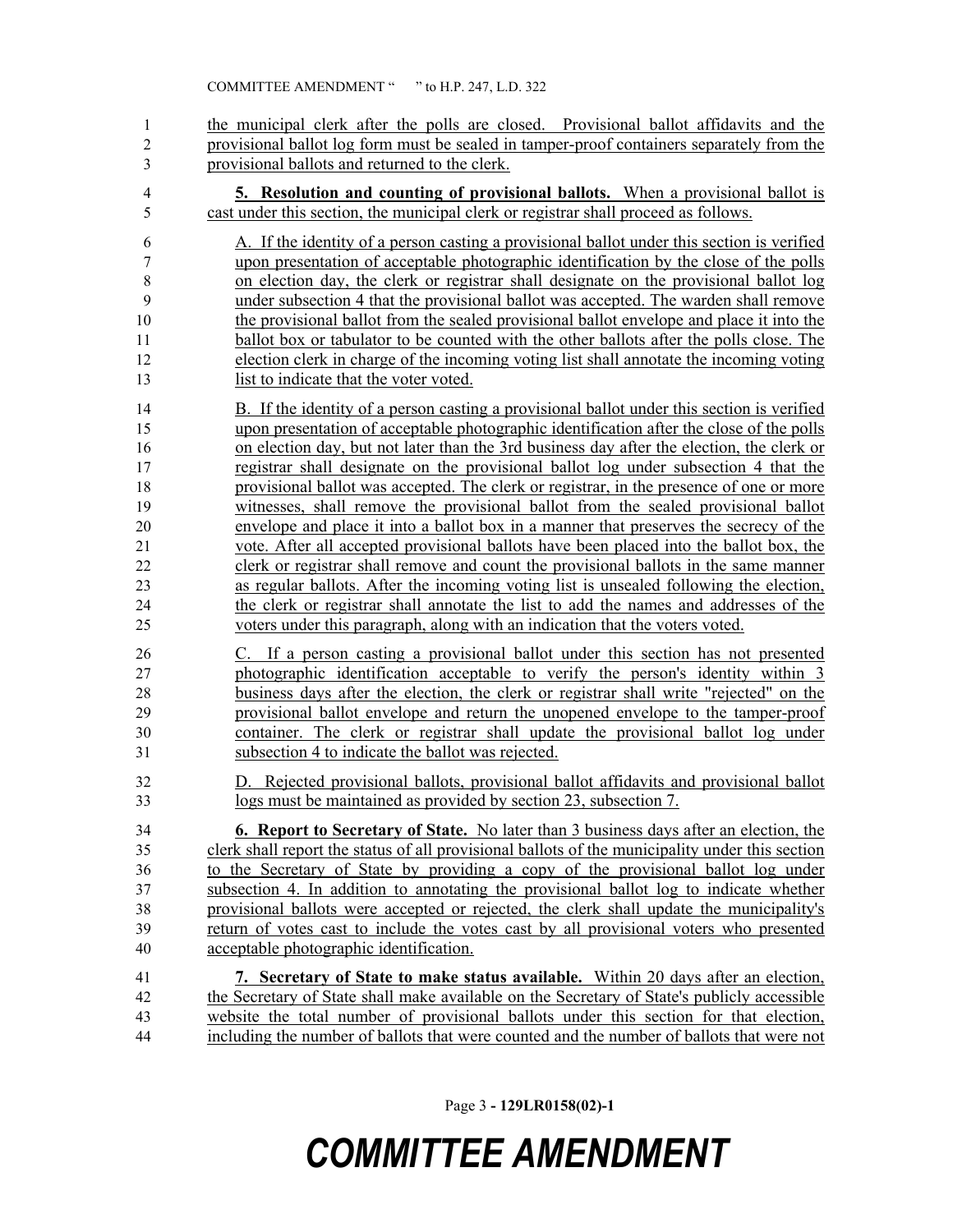the municipal clerk after the polls are closed. Provisional ballot affidavits and the provisional ballot log form must be sealed in tamper-proof containers separately from the provisional ballots and returned to the clerk.

**5. Resolution and counting of provisional ballots.** When a provisional ballot is cast under this section, the municipal clerk or registrar shall proceed as follows.

A. If the identity of a person casting a provisional ballot under this section is verified upon presentation of acceptable photographic identification by the close of the polls on election day, the clerk or registrar shall designate on the provisional ballot log under subsection 4 that the provisional ballot was accepted. The warden shall remove the provisional ballot from the sealed provisional ballot envelope and place it into the ballot box or tabulator to be counted with the other ballots after the polls close. The election clerk in charge of the incoming voting list shall annotate the incoming voting list to indicate that the voter voted.

B. If the identity of a person casting a provisional ballot under this section is verified upon presentation of acceptable photographic identification after the close of the polls on election day, but not later than the 3rd business day after the election, the clerk or registrar shall designate on the provisional ballot log under subsection 4 that the provisional ballot was accepted. The clerk or registrar, in the presence of one or more witnesses, shall remove the provisional ballot from the sealed provisional ballot envelope and place it into a ballot box in a manner that preserves the secrecy of the vote. After all accepted provisional ballots have been placed into the ballot box, the clerk or registrar shall remove and count the provisional ballots in the same manner as regular ballots. After the incoming voting list is unsealed following the election, the clerk or registrar shall annotate the list to add the names and addresses of the voters under this paragraph, along with an indication that the voters voted.

C. If a person casting a provisional ballot under this section has not presented photographic identification acceptable to verify the person's identity within 3 business days after the election, the clerk or registrar shall write "rejected" on the provisional ballot envelope and return the unopened envelope to the tamper-proof container. The clerk or registrar shall update the provisional ballot log under subsection 4 to indicate the ballot was rejected.

D. Rejected provisional ballots, provisional ballot affidavits and provisional ballot logs must be maintained as provided by section 23, subsection 7.

**6. Report to Secretary of State.** No later than 3 business days after an election, the clerk shall report the status of all provisional ballots of the municipality under this section to the Secretary of State by providing a copy of the provisional ballot log under subsection 4. In addition to annotating the provisional ballot log to indicate whether provisional ballots were accepted or rejected, the clerk shall update the municipality's return of votes cast to include the votes cast by all provisional voters who presented acceptable photographic identification.

**7. Secretary of State to make status available.** Within 20 days after an election, the Secretary of State shall make available on the Secretary of State's publicly accessible website the total number of provisional ballots under this section for that election, including the number of ballots that were counted and the number of ballots that were not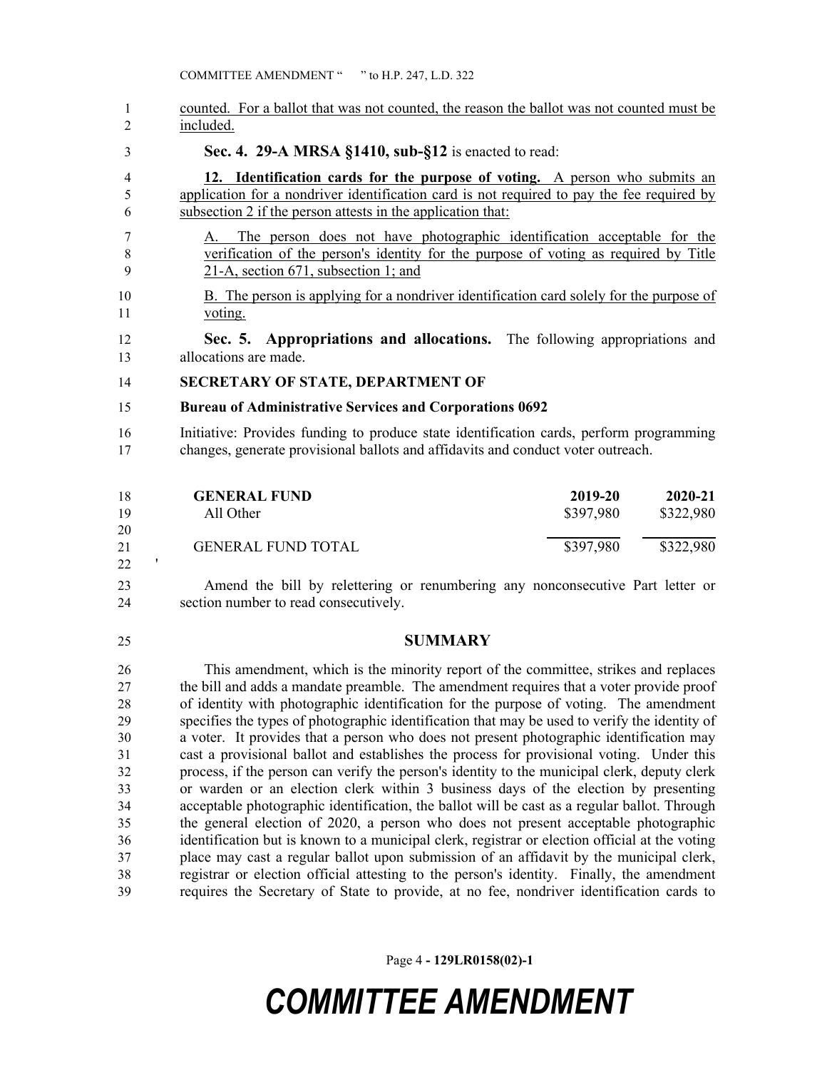counted. For a ballot that was not counted, the reason the ballot was not counted must be included.

**Sec. 4. 29-A MRSA §1410, sub-§12** is enacted to read:

**12. Identification cards for the purpose of voting.** A person who submits an application for a nondriver identification card is not required to pay the fee required by subsection 2 if the person attests in the application that:

A. The person does not have photographic identification acceptable for the verification of the person's identity for the purpose of voting as required by Title 21-A, section 671, subsection 1; and

B. The person is applying for a nondriver identification card solely for the purpose of voting.

**Sec. 5. Appropriations and allocations.** The following appropriations and allocations are made.

**SECRETARY OF STATE, DEPARTMENT OF**

**Bureau of Administrative Services and Corporations 0692**

Initiative: Provides funding to produce state identification cards, perform programming changes, generate provisional ballots and affidavits and conduct voter outreach.

| GENERAL FUND | 2019-20 | 2020-21 |
|---|---|---|
| All Other | $397,980 | $322,980 |
| GENERAL FUND TOTAL | $397,980 | $322,980 |

'

Amend the bill by relettering or renumbering any nonconsecutive Part letter or section number to read consecutively.

## SUMMARY

This amendment, which is the minority report of the committee, strikes and replaces the bill and adds a mandate preamble. The amendment requires that a voter provide proof of identity with photographic identification for the purpose of voting. The amendment specifies the types of photographic identification that may be used to verify the identity of a voter. It provides that a person who does not present photographic identification may cast a provisional ballot and establishes the process for provisional voting. Under this process, if the person can verify the person's identity to the municipal clerk, deputy clerk or warden or an election clerk within 3 business days of the election by presenting acceptable photographic identification, the ballot will be cast as a regular ballot. Through the general election of 2020, a person who does not present acceptable photographic identification but is known to a municipal clerk, registrar or election official at the voting place may cast a regular ballot upon submission of an affidavit by the municipal clerk, registrar or election official attesting to the person's identity. Finally, the amendment requires the Secretary of State to provide, at no fee, nondriver identification cards to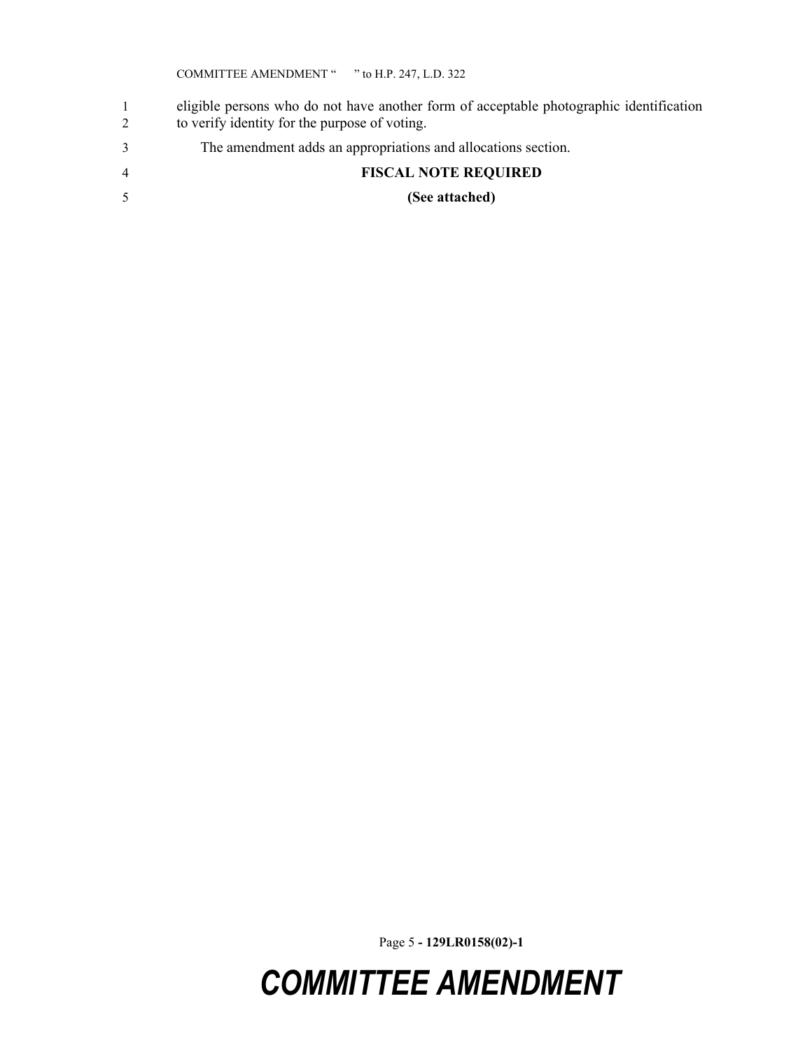eligible persons who do not have another form of acceptable photographic identification to verify identity for the purpose of voting.

The amendment adds an appropriations and allocations section.

**FISCAL NOTE REQUIRED**

**(See attached)**